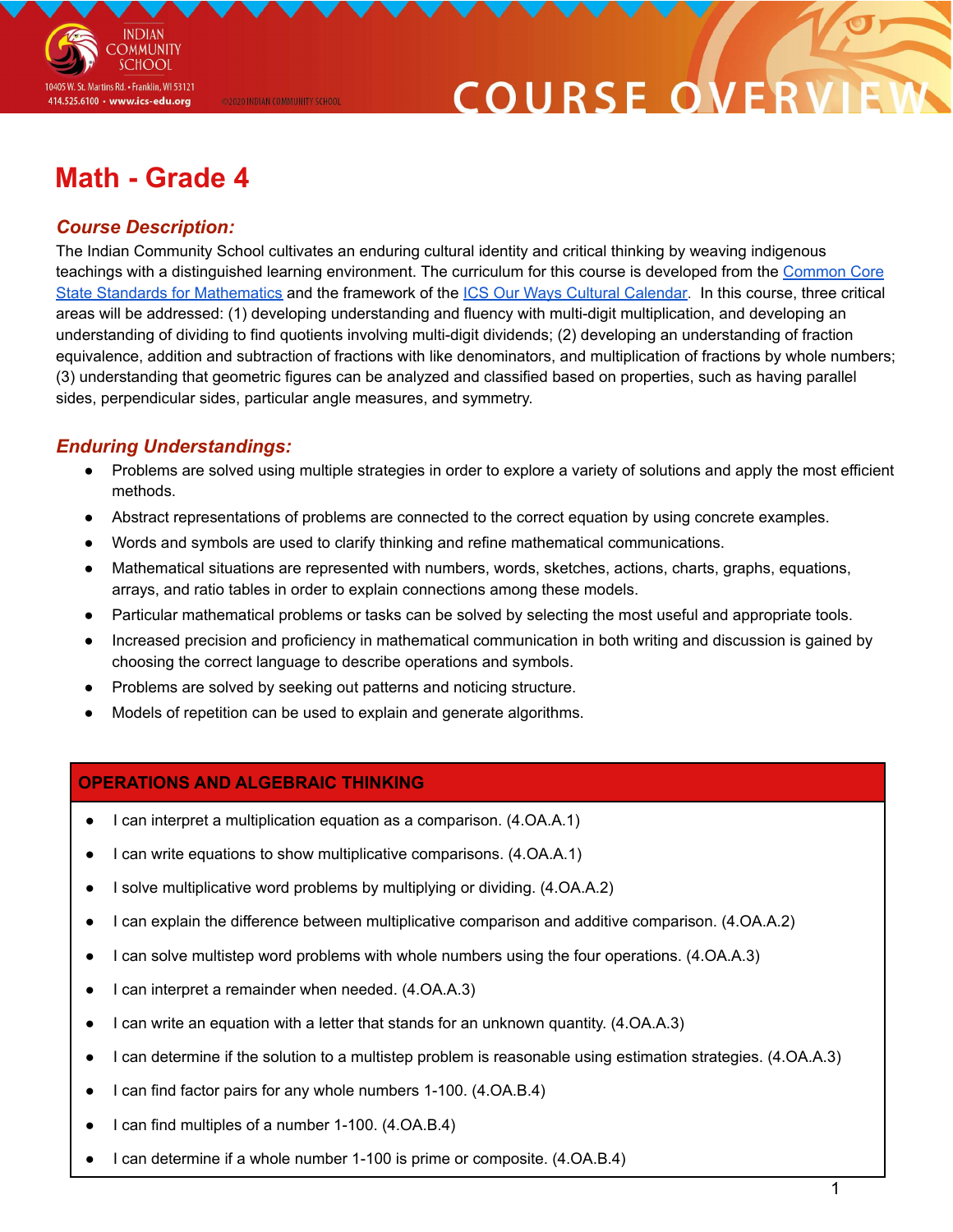INDIAN COMMUNITY SCHOOL
10405 W. St. Martins Rd. • Franklin, WI 53121
414.525.6100 • www.ics-edu.org

©2020 INDIAN COMMUNITY SCHOOL

COURSE OVERVIEW

# Math - Grade 4

## *Course Description:*

The Indian Community School cultivates an enduring cultural identity and critical thinking by weaving indigenous teachings with a distinguished learning environment. The curriculum for this course is developed from the [Common Core State Standards for Mathematics]() and the framework of the [ICS Our Ways Cultural Calendar](). In this course, three critical areas will be addressed: (1) developing understanding and fluency with multi-digit multiplication, and developing an understanding of dividing to find quotients involving multi-digit dividends; (2) developing an understanding of fraction equivalence, addition and subtraction of fractions with like denominators, and multiplication of fractions by whole numbers; (3) understanding that geometric figures can be analyzed and classified based on properties, such as having parallel sides, perpendicular sides, particular angle measures, and symmetry.

## *Enduring Understandings:*

- Problems are solved using multiple strategies in order to explore a variety of solutions and apply the most efficient methods.
- Abstract representations of problems are connected to the correct equation by using concrete examples.
- Words and symbols are used to clarify thinking and refine mathematical communications.
- Mathematical situations are represented with numbers, words, sketches, actions, charts, graphs, equations, arrays, and ratio tables in order to explain connections among these models.
- Particular mathematical problems or tasks can be solved by selecting the most useful and appropriate tools.
- Increased precision and proficiency in mathematical communication in both writing and discussion is gained by choosing the correct language to describe operations and symbols.
- Problems are solved by seeking out patterns and noticing structure.
- Models of repetition can be used to explain and generate algorithms.

| OPERATIONS AND ALGEBRAIC THINKING |
|---|
| • I can interpret a multiplication equation as a comparison. (4.OA.A.1) |
| • I can write equations to show multiplicative comparisons. (4.OA.A.1) |
| • I solve multiplicative word problems by multiplying or dividing. (4.OA.A.2) |
| • I can explain the difference between multiplicative comparison and additive comparison. (4.OA.A.2) |
| • I can solve multistep word problems with whole numbers using the four operations. (4.OA.A.3) |
| • I can interpret a remainder when needed. (4.OA.A.3) |
| • I can write an equation with a letter that stands for an unknown quantity. (4.OA.A.3) |
| • I can determine if the solution to a multistep problem is reasonable using estimation strategies. (4.OA.A.3) |
| • I can find factor pairs for any whole numbers 1-100. (4.OA.B.4) |
| • I can find multiples of a number 1-100. (4.OA.B.4) |
| • I can determine if a whole number 1-100 is prime or composite. (4.OA.B.4) |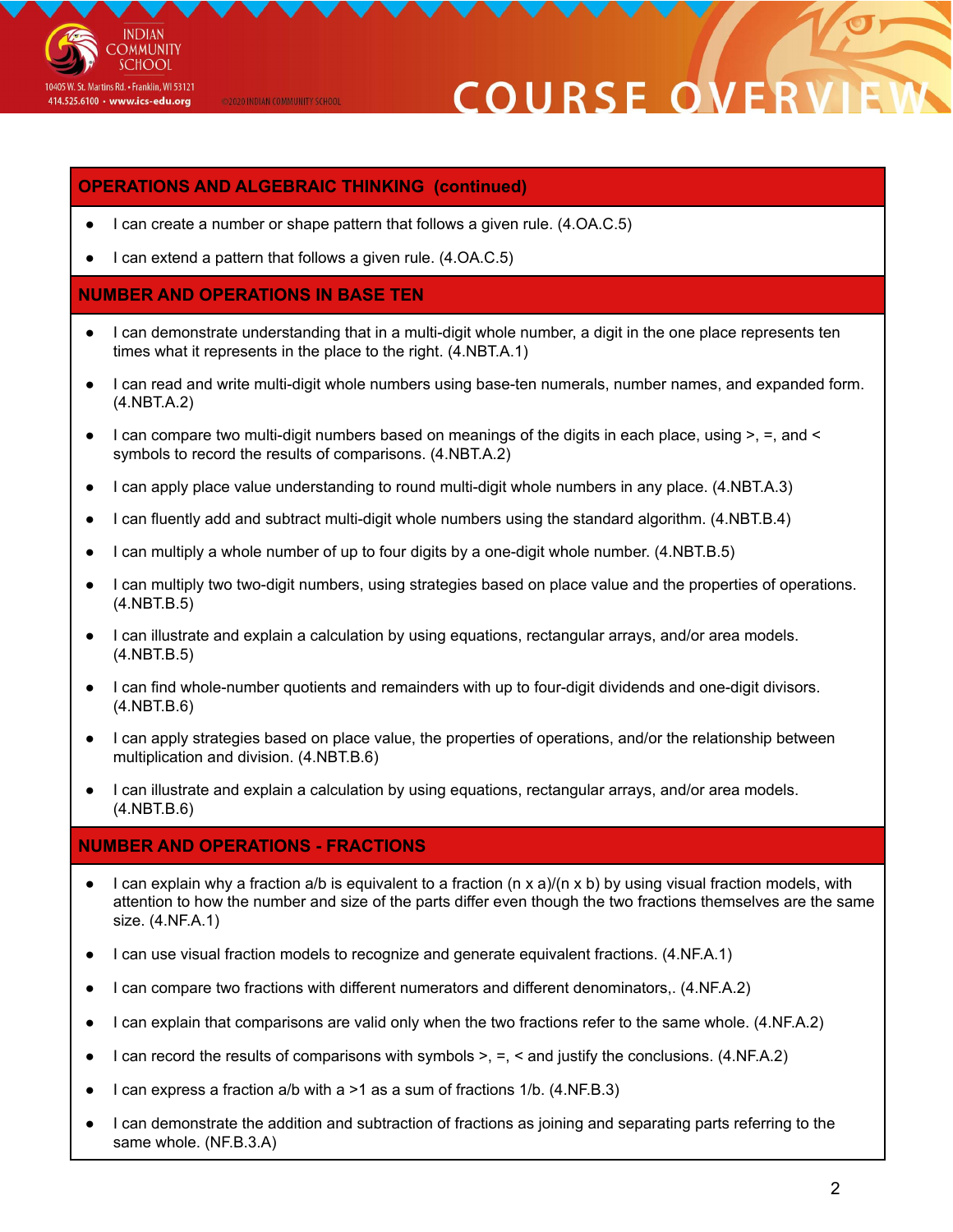## OPERATIONS AND ALGEBRAIC THINKING (continued)

- I can create a number or shape pattern that follows a given rule. (4.OA.C.5)
- I can extend a pattern that follows a given rule. (4.OA.C.5)

## NUMBER AND OPERATIONS IN BASE TEN

- I can demonstrate understanding that in a multi-digit whole number, a digit in the one place represents ten times what it represents in the place to the right. (4.NBT.A.1)
- I can read and write multi-digit whole numbers using base-ten numerals, number names, and expanded form. (4.NBT.A.2)
- I can compare two multi-digit numbers based on meanings of the digits in each place, using >, =, and < symbols to record the results of comparisons. (4.NBT.A.2)
- I can apply place value understanding to round multi-digit whole numbers in any place. (4.NBT.A.3)
- I can fluently add and subtract multi-digit whole numbers using the standard algorithm. (4.NBT.B.4)
- I can multiply a whole number of up to four digits by a one-digit whole number. (4.NBT.B.5)
- I can multiply two two-digit numbers, using strategies based on place value and the properties of operations. (4.NBT.B.5)
- I can illustrate and explain a calculation by using equations, rectangular arrays, and/or area models. (4.NBT.B.5)
- I can find whole-number quotients and remainders with up to four-digit dividends and one-digit divisors. (4.NBT.B.6)
- I can apply strategies based on place value, the properties of operations, and/or the relationship between multiplication and division. (4.NBT.B.6)
- I can illustrate and explain a calculation by using equations, rectangular arrays, and/or area models. (4.NBT.B.6)

## NUMBER AND OPERATIONS - FRACTIONS

- I can explain why a fraction a/b is equivalent to a fraction (n x a)/(n x b) by using visual fraction models, with attention to how the number and size of the parts differ even though the two fractions themselves are the same size. (4.NF.A.1)
- I can use visual fraction models to recognize and generate equivalent fractions. (4.NF.A.1)
- I can compare two fractions with different numerators and different denominators,. (4.NF.A.2)
- I can explain that comparisons are valid only when the two fractions refer to the same whole. (4.NF.A.2)
- I can record the results of comparisons with symbols >, =, < and justify the conclusions. (4.NF.A.2)
- I can express a fraction a/b with a >1 as a sum of fractions 1/b. (4.NF.B.3)
- I can demonstrate the addition and subtraction of fractions as joining and separating parts referring to the same whole. (NF.B.3.A)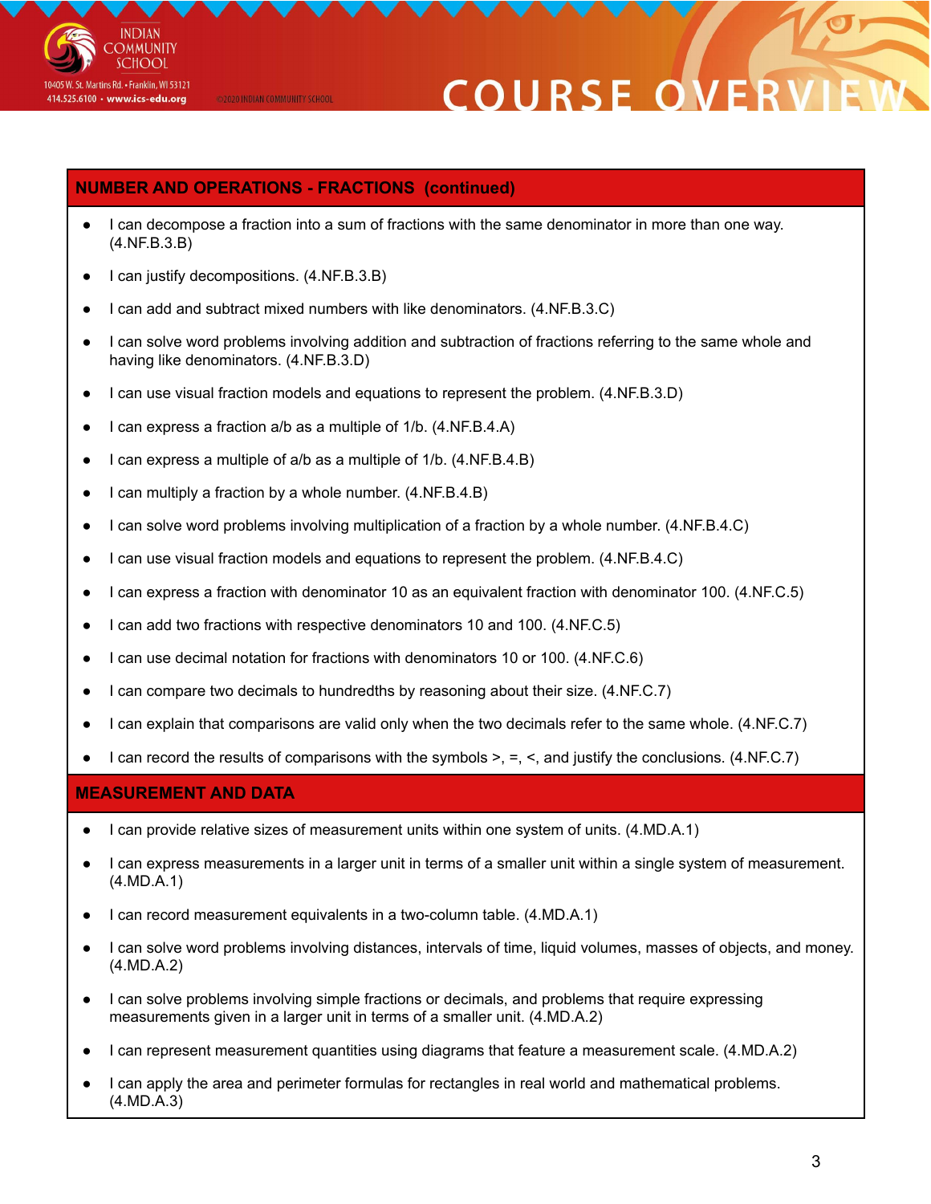## NUMBER AND OPERATIONS - FRACTIONS (continued)

- I can decompose a fraction into a sum of fractions with the same denominator in more than one way. (4.NF.B.3.B)
- I can justify decompositions. (4.NF.B.3.B)
- I can add and subtract mixed numbers with like denominators. (4.NF.B.3.C)
- I can solve word problems involving addition and subtraction of fractions referring to the same whole and having like denominators. (4.NF.B.3.D)
- I can use visual fraction models and equations to represent the problem. (4.NF.B.3.D)
- I can express a fraction a/b as a multiple of 1/b. (4.NF.B.4.A)
- I can express a multiple of a/b as a multiple of 1/b. (4.NF.B.4.B)
- I can multiply a fraction by a whole number. (4.NF.B.4.B)
- I can solve word problems involving multiplication of a fraction by a whole number. (4.NF.B.4.C)
- I can use visual fraction models and equations to represent the problem. (4.NF.B.4.C)
- I can express a fraction with denominator 10 as an equivalent fraction with denominator 100. (4.NF.C.5)
- I can add two fractions with respective denominators 10 and 100. (4.NF.C.5)
- I can use decimal notation for fractions with denominators 10 or 100. (4.NF.C.6)
- I can compare two decimals to hundredths by reasoning about their size. (4.NF.C.7)
- I can explain that comparisons are valid only when the two decimals refer to the same whole. (4.NF.C.7)
- I can record the results of comparisons with the symbols >, =, <, and justify the conclusions. (4.NF.C.7)

## MEASUREMENT AND DATA

- I can provide relative sizes of measurement units within one system of units. (4.MD.A.1)
- I can express measurements in a larger unit in terms of a smaller unit within a single system of measurement. (4.MD.A.1)
- I can record measurement equivalents in a two-column table. (4.MD.A.1)
- I can solve word problems involving distances, intervals of time, liquid volumes, masses of objects, and money. (4.MD.A.2)
- I can solve problems involving simple fractions or decimals, and problems that require expressing measurements given in a larger unit in terms of a smaller unit. (4.MD.A.2)
- I can represent measurement quantities using diagrams that feature a measurement scale. (4.MD.A.2)
- I can apply the area and perimeter formulas for rectangles in real world and mathematical problems. (4.MD.A.3)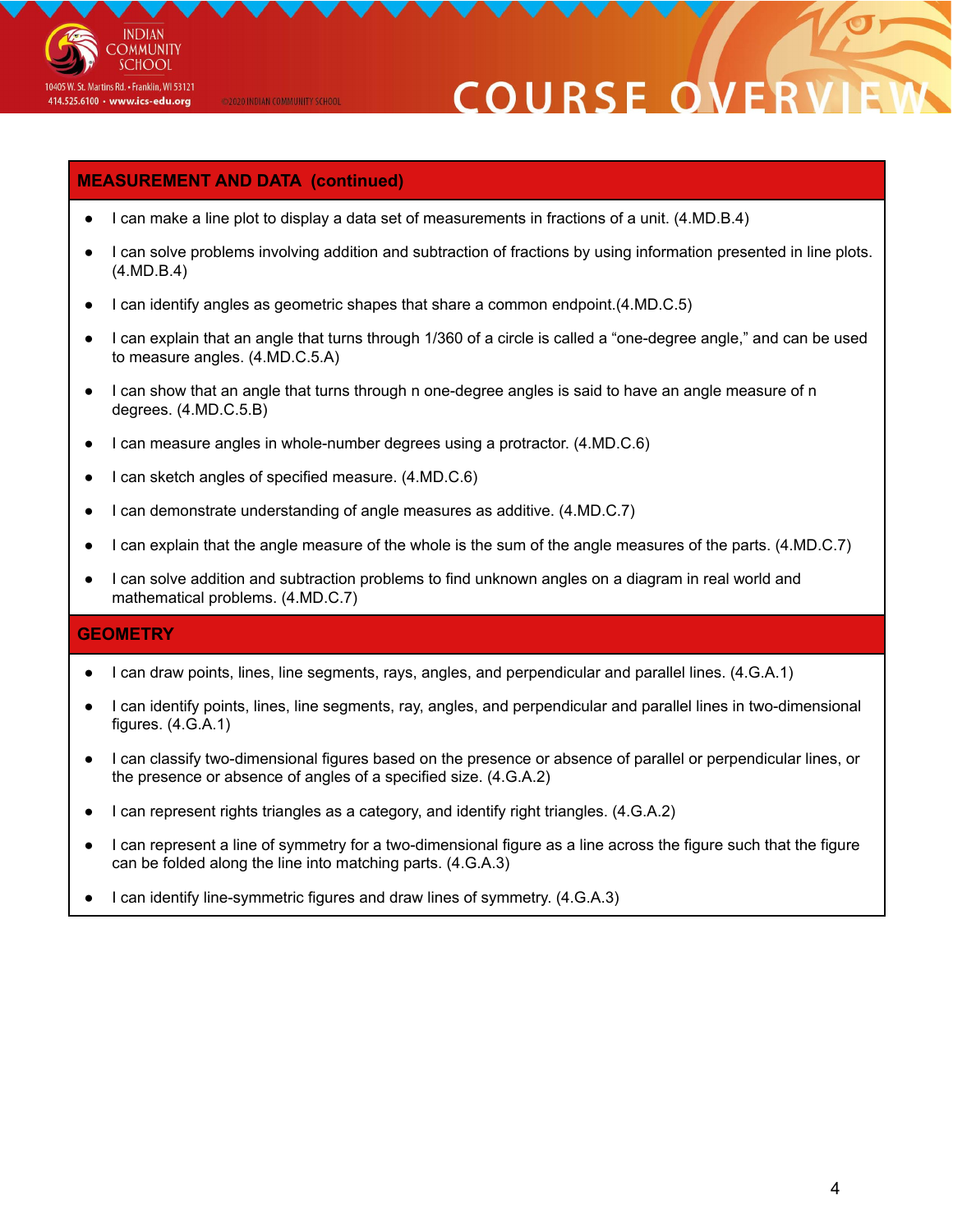## MEASUREMENT AND DATA (continued)

- I can make a line plot to display a data set of measurements in fractions of a unit. (4.MD.B.4)
- I can solve problems involving addition and subtraction of fractions by using information presented in line plots. (4.MD.B.4)
- I can identify angles as geometric shapes that share a common endpoint.(4.MD.C.5)
- I can explain that an angle that turns through 1/360 of a circle is called a "one-degree angle," and can be used to measure angles. (4.MD.C.5.A)
- I can show that an angle that turns through n one-degree angles is said to have an angle measure of n degrees. (4.MD.C.5.B)
- I can measure angles in whole-number degrees using a protractor. (4.MD.C.6)
- I can sketch angles of specified measure. (4.MD.C.6)
- I can demonstrate understanding of angle measures as additive. (4.MD.C.7)
- I can explain that the angle measure of the whole is the sum of the angle measures of the parts. (4.MD.C.7)
- I can solve addition and subtraction problems to find unknown angles on a diagram in real world and mathematical problems. (4.MD.C.7)

## GEOMETRY

- I can draw points, lines, line segments, rays, angles, and perpendicular and parallel lines. (4.G.A.1)
- I can identify points, lines, line segments, ray, angles, and perpendicular and parallel lines in two-dimensional figures. (4.G.A.1)
- I can classify two-dimensional figures based on the presence or absence of parallel or perpendicular lines, or the presence or absence of angles of a specified size. (4.G.A.2)
- I can represent rights triangles as a category, and identify right triangles. (4.G.A.2)
- I can represent a line of symmetry for a two-dimensional figure as a line across the figure such that the figure can be folded along the line into matching parts. (4.G.A.3)
- I can identify line-symmetric figures and draw lines of symmetry. (4.G.A.3)